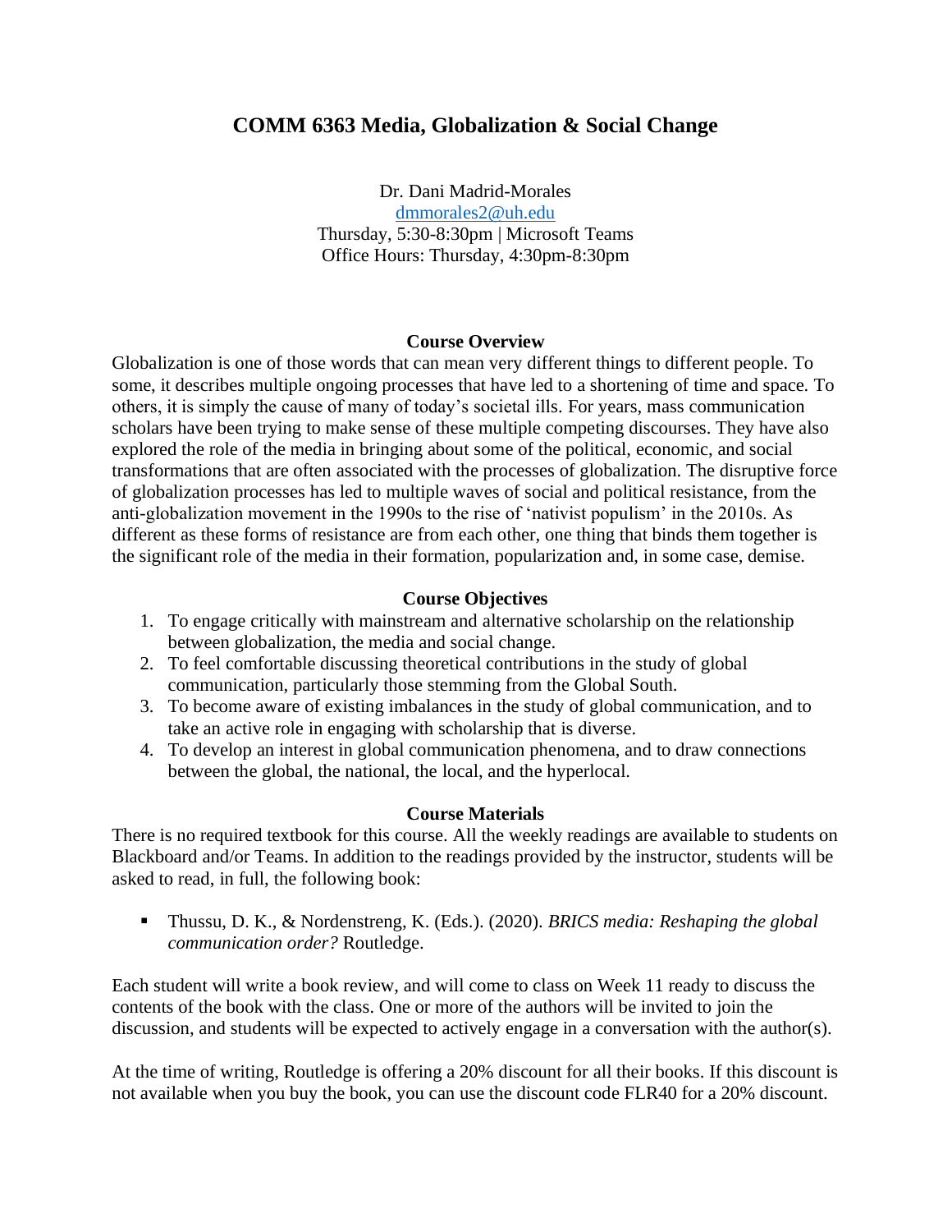# COMM 6363 Media, Globalization & Social Change

Dr. Dani Madrid-Morales
dmmorales2@uh.edu
Thursday, 5:30-8:30pm | Microsoft Teams
Office Hours: Thursday, 4:30pm-8:30pm

## Course Overview

Globalization is one of those words that can mean very different things to different people. To some, it describes multiple ongoing processes that have led to a shortening of time and space. To others, it is simply the cause of many of today's societal ills. For years, mass communication scholars have been trying to make sense of these multiple competing discourses. They have also explored the role of the media in bringing about some of the political, economic, and social transformations that are often associated with the processes of globalization. The disruptive force of globalization processes has led to multiple waves of social and political resistance, from the anti-globalization movement in the 1990s to the rise of 'nativist populism' in the 2010s. As different as these forms of resistance are from each other, one thing that binds them together is the significant role of the media in their formation, popularization and, in some case, demise.

## Course Objectives

1. To engage critically with mainstream and alternative scholarship on the relationship between globalization, the media and social change.
2. To feel comfortable discussing theoretical contributions in the study of global communication, particularly those stemming from the Global South.
3. To become aware of existing imbalances in the study of global communication, and to take an active role in engaging with scholarship that is diverse.
4. To develop an interest in global communication phenomena, and to draw connections between the global, the national, the local, and the hyperlocal.

## Course Materials

There is no required textbook for this course. All the weekly readings are available to students on Blackboard and/or Teams. In addition to the readings provided by the instructor, students will be asked to read, in full, the following book:

- Thussu, D. K., & Nordenstreng, K. (Eds.). (2020). *BRICS media: Reshaping the global communication order?* Routledge.

Each student will write a book review, and will come to class on Week 11 ready to discuss the contents of the book with the class. One or more of the authors will be invited to join the discussion, and students will be expected to actively engage in a conversation with the author(s).

At the time of writing, Routledge is offering a 20% discount for all their books. If this discount is not available when you buy the book, you can use the discount code FLR40 for a 20% discount.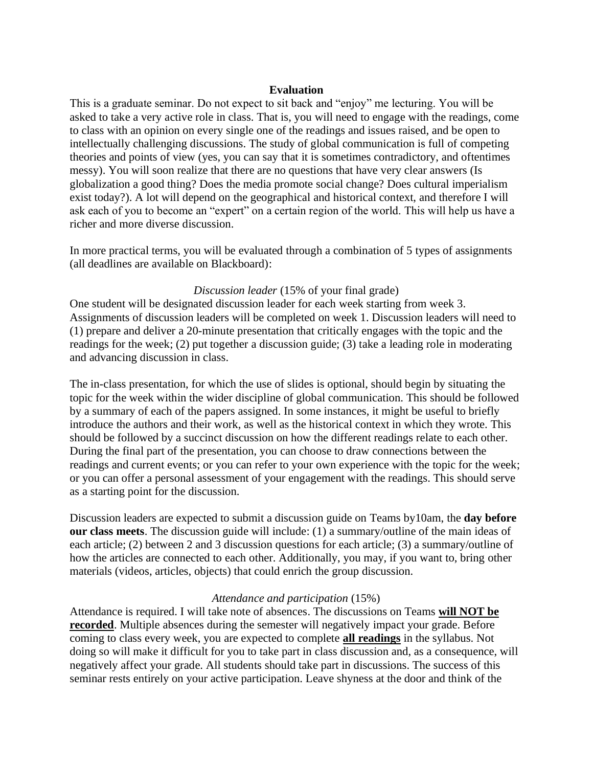## Evaluation

This is a graduate seminar. Do not expect to sit back and "enjoy" me lecturing. You will be asked to take a very active role in class. That is, you will need to engage with the readings, come to class with an opinion on every single one of the readings and issues raised, and be open to intellectually challenging discussions. The study of global communication is full of competing theories and points of view (yes, you can say that it is sometimes contradictory, and oftentimes messy). You will soon realize that there are no questions that have very clear answers (Is globalization a good thing? Does the media promote social change? Does cultural imperialism exist today?). A lot will depend on the geographical and historical context, and therefore I will ask each of you to become an "expert" on a certain region of the world. This will help us have a richer and more diverse discussion.

In more practical terms, you will be evaluated through a combination of 5 types of assignments (all deadlines are available on Blackboard):

*Discussion leader* (15% of your final grade)

One student will be designated discussion leader for each week starting from week 3. Assignments of discussion leaders will be completed on week 1. Discussion leaders will need to (1) prepare and deliver a 20-minute presentation that critically engages with the topic and the readings for the week; (2) put together a discussion guide; (3) take a leading role in moderating and advancing discussion in class.

The in-class presentation, for which the use of slides is optional, should begin by situating the topic for the week within the wider discipline of global communication. This should be followed by a summary of each of the papers assigned. In some instances, it might be useful to briefly introduce the authors and their work, as well as the historical context in which they wrote. This should be followed by a succinct discussion on how the different readings relate to each other. During the final part of the presentation, you can choose to draw connections between the readings and current events; or you can refer to your own experience with the topic for the week; or you can offer a personal assessment of your engagement with the readings. This should serve as a starting point for the discussion.

Discussion leaders are expected to submit a discussion guide on Teams by10am, the **day before our class meets**. The discussion guide will include: (1) a summary/outline of the main ideas of each article; (2) between 2 and 3 discussion questions for each article; (3) a summary/outline of how the articles are connected to each other. Additionally, you may, if you want to, bring other materials (videos, articles, objects) that could enrich the group discussion.

*Attendance and participation* (15%)

Attendance is required. I will take note of absences. The discussions on Teams **will NOT be recorded**. Multiple absences during the semester will negatively impact your grade. Before coming to class every week, you are expected to complete **all readings** in the syllabus. Not doing so will make it difficult for you to take part in class discussion and, as a consequence, will negatively affect your grade. All students should take part in discussions. The success of this seminar rests entirely on your active participation. Leave shyness at the door and think of the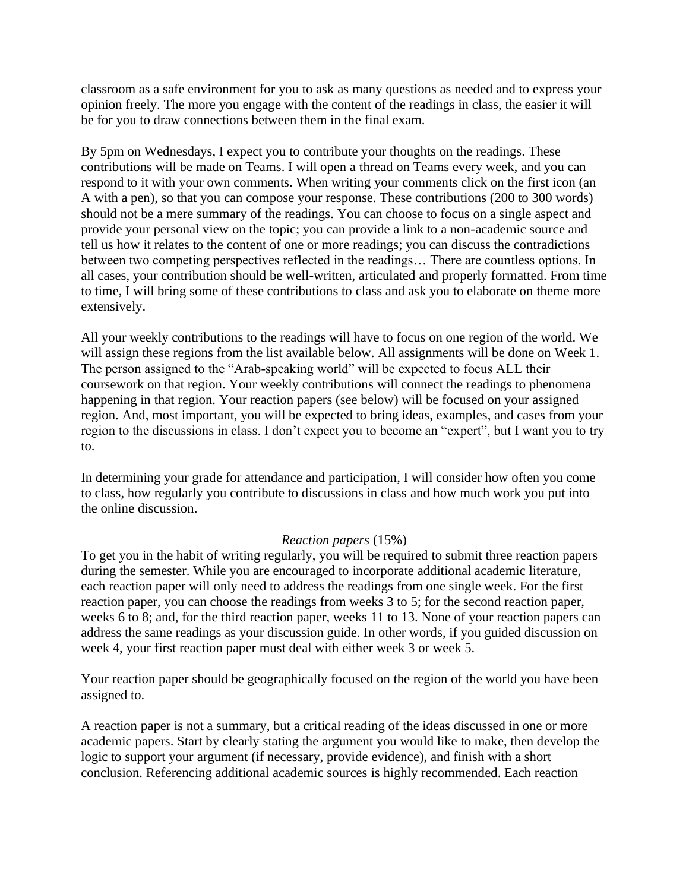classroom as a safe environment for you to ask as many questions as needed and to express your opinion freely. The more you engage with the content of the readings in class, the easier it will be for you to draw connections between them in the final exam.

By 5pm on Wednesdays, I expect you to contribute your thoughts on the readings. These contributions will be made on Teams. I will open a thread on Teams every week, and you can respond to it with your own comments. When writing your comments click on the first icon (an A with a pen), so that you can compose your response. These contributions (200 to 300 words) should not be a mere summary of the readings. You can choose to focus on a single aspect and provide your personal view on the topic; you can provide a link to a non-academic source and tell us how it relates to the content of one or more readings; you can discuss the contradictions between two competing perspectives reflected in the readings… There are countless options. In all cases, your contribution should be well-written, articulated and properly formatted. From time to time, I will bring some of these contributions to class and ask you to elaborate on theme more extensively.

All your weekly contributions to the readings will have to focus on one region of the world. We will assign these regions from the list available below. All assignments will be done on Week 1. The person assigned to the "Arab-speaking world" will be expected to focus ALL their coursework on that region. Your weekly contributions will connect the readings to phenomena happening in that region. Your reaction papers (see below) will be focused on your assigned region. And, most important, you will be expected to bring ideas, examples, and cases from your region to the discussions in class. I don't expect you to become an "expert", but I want you to try to.

In determining your grade for attendance and participation, I will consider how often you come to class, how regularly you contribute to discussions in class and how much work you put into the online discussion.

*Reaction papers* (15%)

To get you in the habit of writing regularly, you will be required to submit three reaction papers during the semester. While you are encouraged to incorporate additional academic literature, each reaction paper will only need to address the readings from one single week. For the first reaction paper, you can choose the readings from weeks 3 to 5; for the second reaction paper, weeks 6 to 8; and, for the third reaction paper, weeks 11 to 13. None of your reaction papers can address the same readings as your discussion guide. In other words, if you guided discussion on week 4, your first reaction paper must deal with either week 3 or week 5.

Your reaction paper should be geographically focused on the region of the world you have been assigned to.

A reaction paper is not a summary, but a critical reading of the ideas discussed in one or more academic papers. Start by clearly stating the argument you would like to make, then develop the logic to support your argument (if necessary, provide evidence), and finish with a short conclusion. Referencing additional academic sources is highly recommended. Each reaction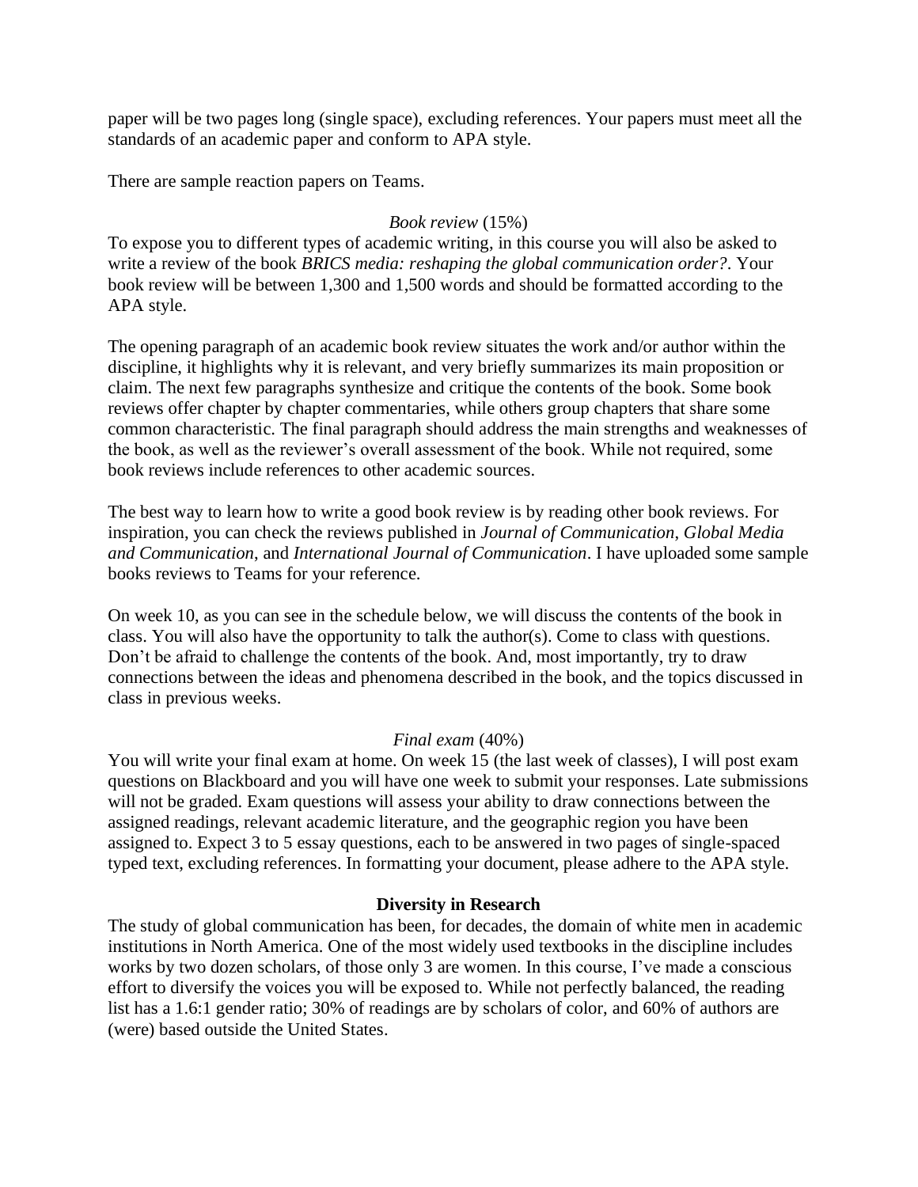paper will be two pages long (single space), excluding references. Your papers must meet all the standards of an academic paper and conform to APA style.

There are sample reaction papers on Teams.

*Book review* (15%)

To expose you to different types of academic writing, in this course you will also be asked to write a review of the book *BRICS media: reshaping the global communication order?*. Your book review will be between 1,300 and 1,500 words and should be formatted according to the APA style.

The opening paragraph of an academic book review situates the work and/or author within the discipline, it highlights why it is relevant, and very briefly summarizes its main proposition or claim. The next few paragraphs synthesize and critique the contents of the book. Some book reviews offer chapter by chapter commentaries, while others group chapters that share some common characteristic. The final paragraph should address the main strengths and weaknesses of the book, as well as the reviewer's overall assessment of the book. While not required, some book reviews include references to other academic sources.

The best way to learn how to write a good book review is by reading other book reviews. For inspiration, you can check the reviews published in *Journal of Communication*, *Global Media and Communication,* and *International Journal of Communication*. I have uploaded some sample books reviews to Teams for your reference.

On week 10, as you can see in the schedule below, we will discuss the contents of the book in class. You will also have the opportunity to talk the author(s). Come to class with questions. Don't be afraid to challenge the contents of the book. And, most importantly, try to draw connections between the ideas and phenomena described in the book, and the topics discussed in class in previous weeks.

*Final exam* (40%)

You will write your final exam at home. On week 15 (the last week of classes), I will post exam questions on Blackboard and you will have one week to submit your responses. Late submissions will not be graded. Exam questions will assess your ability to draw connections between the assigned readings, relevant academic literature, and the geographic region you have been assigned to. Expect 3 to 5 essay questions, each to be answered in two pages of single-spaced typed text, excluding references. In formatting your document, please adhere to the APA style.

## Diversity in Research

The study of global communication has been, for decades, the domain of white men in academic institutions in North America. One of the most widely used textbooks in the discipline includes works by two dozen scholars, of those only 3 are women. In this course, I've made a conscious effort to diversify the voices you will be exposed to. While not perfectly balanced, the reading list has a 1.6:1 gender ratio; 30% of readings are by scholars of color, and 60% of authors are (were) based outside the United States.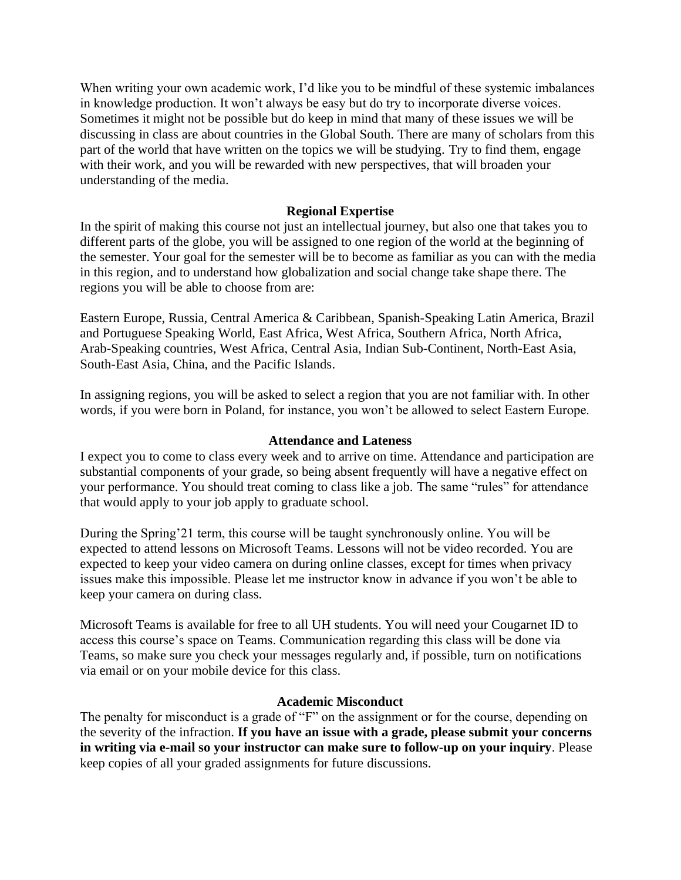When writing your own academic work, I'd like you to be mindful of these systemic imbalances in knowledge production. It won't always be easy but do try to incorporate diverse voices. Sometimes it might not be possible but do keep in mind that many of these issues we will be discussing in class are about countries in the Global South. There are many of scholars from this part of the world that have written on the topics we will be studying. Try to find them, engage with their work, and you will be rewarded with new perspectives, that will broaden your understanding of the media.

## Regional Expertise

In the spirit of making this course not just an intellectual journey, but also one that takes you to different parts of the globe, you will be assigned to one region of the world at the beginning of the semester. Your goal for the semester will be to become as familiar as you can with the media in this region, and to understand how globalization and social change take shape there. The regions you will be able to choose from are:

Eastern Europe, Russia, Central America & Caribbean, Spanish-Speaking Latin America, Brazil and Portuguese Speaking World, East Africa, West Africa, Southern Africa, North Africa, Arab-Speaking countries, West Africa, Central Asia, Indian Sub-Continent, North-East Asia, South-East Asia, China, and the Pacific Islands.

In assigning regions, you will be asked to select a region that you are not familiar with. In other words, if you were born in Poland, for instance, you won't be allowed to select Eastern Europe.

## Attendance and Lateness

I expect you to come to class every week and to arrive on time. Attendance and participation are substantial components of your grade, so being absent frequently will have a negative effect on your performance. You should treat coming to class like a job. The same "rules" for attendance that would apply to your job apply to graduate school.

During the Spring'21 term, this course will be taught synchronously online. You will be expected to attend lessons on Microsoft Teams. Lessons will not be video recorded. You are expected to keep your video camera on during online classes, except for times when privacy issues make this impossible. Please let me instructor know in advance if you won't be able to keep your camera on during class.

Microsoft Teams is available for free to all UH students. You will need your Cougarnet ID to access this course's space on Teams. Communication regarding this class will be done via Teams, so make sure you check your messages regularly and, if possible, turn on notifications via email or on your mobile device for this class.

## Academic Misconduct

The penalty for misconduct is a grade of "F" on the assignment or for the course, depending on the severity of the infraction. **If you have an issue with a grade, please submit your concerns in writing via e-mail so your instructor can make sure to follow-up on your inquiry**. Please keep copies of all your graded assignments for future discussions.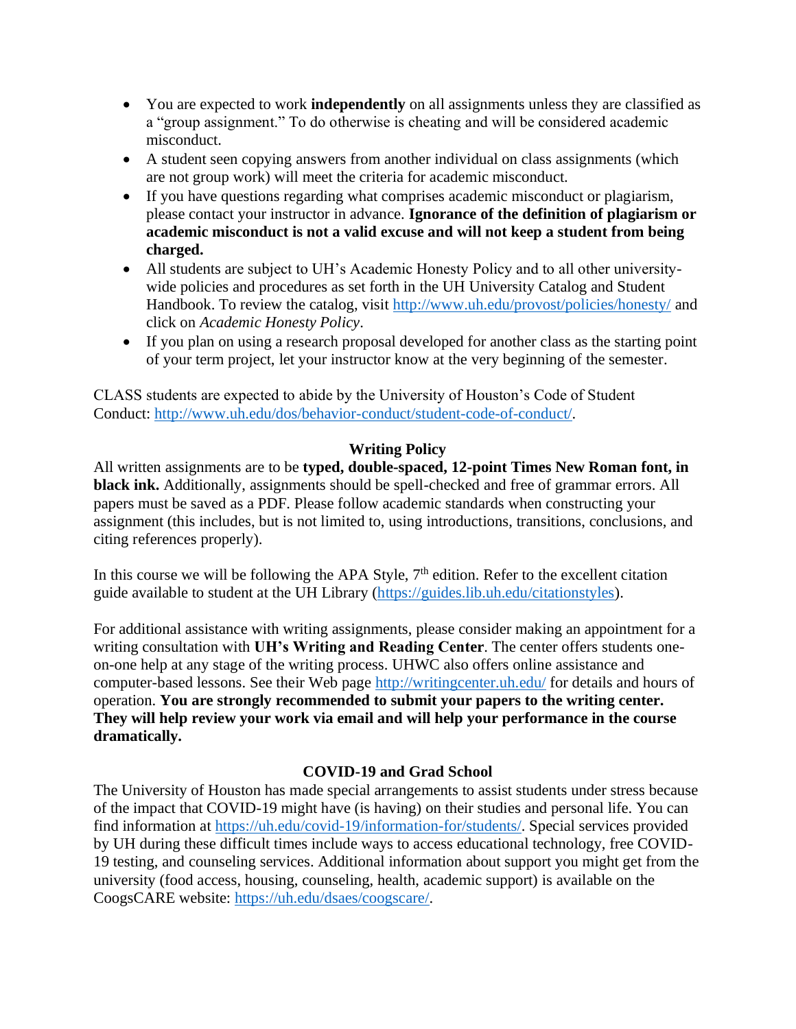- You are expected to work **independently** on all assignments unless they are classified as a "group assignment." To do otherwise is cheating and will be considered academic misconduct.
- A student seen copying answers from another individual on class assignments (which are not group work) will meet the criteria for academic misconduct.
- If you have questions regarding what comprises academic misconduct or plagiarism, please contact your instructor in advance. **Ignorance of the definition of plagiarism or academic misconduct is not a valid excuse and will not keep a student from being charged.**
- All students are subject to UH's Academic Honesty Policy and to all other university-wide policies and procedures as set forth in the UH University Catalog and Student Handbook. To review the catalog, visit [http://www.uh.edu/provost/policies/honesty/](http://www.uh.edu/provost/policies/honesty/) and click on *Academic Honesty Policy*.
- If you plan on using a research proposal developed for another class as the starting point of your term project, let your instructor know at the very beginning of the semester.

CLASS students are expected to abide by the University of Houston's Code of Student Conduct: [http://www.uh.edu/dos/behavior-conduct/student-code-of-conduct/](http://www.uh.edu/dos/behavior-conduct/student-code-of-conduct/).

## Writing Policy

All written assignments are to be **typed, double-spaced, 12-point Times New Roman font, in black ink.** Additionally, assignments should be spell-checked and free of grammar errors. All papers must be saved as a PDF. Please follow academic standards when constructing your assignment (this includes, but is not limited to, using introductions, transitions, conclusions, and citing references properly).

In this course we will be following the APA Style, 7th edition. Refer to the excellent citation guide available to student at the UH Library ([https://guides.lib.uh.edu/citationstyles](https://guides.lib.uh.edu/citationstyles)).

For additional assistance with writing assignments, please consider making an appointment for a writing consultation with **UH's Writing and Reading Center**. The center offers students one-on-one help at any stage of the writing process. UHWC also offers online assistance and computer-based lessons. See their Web page [http://writingcenter.uh.edu/](http://writingcenter.uh.edu/) for details and hours of operation. **You are strongly recommended to submit your papers to the writing center. They will help review your work via email and will help your performance in the course dramatically.**

## COVID-19 and Grad School

The University of Houston has made special arrangements to assist students under stress because of the impact that COVID-19 might have (is having) on their studies and personal life. You can find information at [https://uh.edu/covid-19/information-for/students/](https://uh.edu/covid-19/information-for/students/). Special services provided by UH during these difficult times include ways to access educational technology, free COVID-19 testing, and counseling services. Additional information about support you might get from the university (food access, housing, counseling, health, academic support) is available on the CoogsCARE website: [https://uh.edu/dsaes/coogscare/](https://uh.edu/dsaes/coogscare/).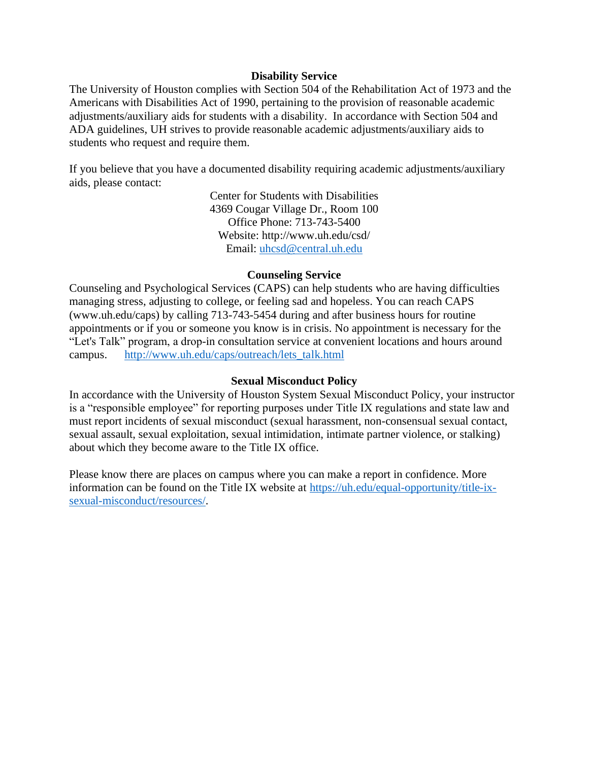## Disability Service

The University of Houston complies with Section 504 of the Rehabilitation Act of 1973 and the Americans with Disabilities Act of 1990, pertaining to the provision of reasonable academic adjustments/auxiliary aids for students with a disability. In accordance with Section 504 and ADA guidelines, UH strives to provide reasonable academic adjustments/auxiliary aids to students who request and require them.

If you believe that you have a documented disability requiring academic adjustments/auxiliary aids, please contact:

Center for Students with Disabilities  
4369 Cougar Village Dr., Room 100  
Office Phone: 713-743-5400  
Website: http://www.uh.edu/csd/  
Email: uhcsd@central.uh.edu

## Counseling Service

Counseling and Psychological Services (CAPS) can help students who are having difficulties managing stress, adjusting to college, or feeling sad and hopeless. You can reach CAPS (www.uh.edu/caps) by calling 713-743-5454 during and after business hours for routine appointments or if you or someone you know is in crisis. No appointment is necessary for the "Let's Talk" program, a drop-in consultation service at convenient locations and hours around campus. http://www.uh.edu/caps/outreach/lets_talk.html

## Sexual Misconduct Policy

In accordance with the University of Houston System Sexual Misconduct Policy, your instructor is a "responsible employee" for reporting purposes under Title IX regulations and state law and must report incidents of sexual misconduct (sexual harassment, non-consensual sexual contact, sexual assault, sexual exploitation, sexual intimidation, intimate partner violence, or stalking) about which they become aware to the Title IX office.

Please know there are places on campus where you can make a report in confidence. More information can be found on the Title IX website at https://uh.edu/equal-opportunity/title-ix-sexual-misconduct/resources/.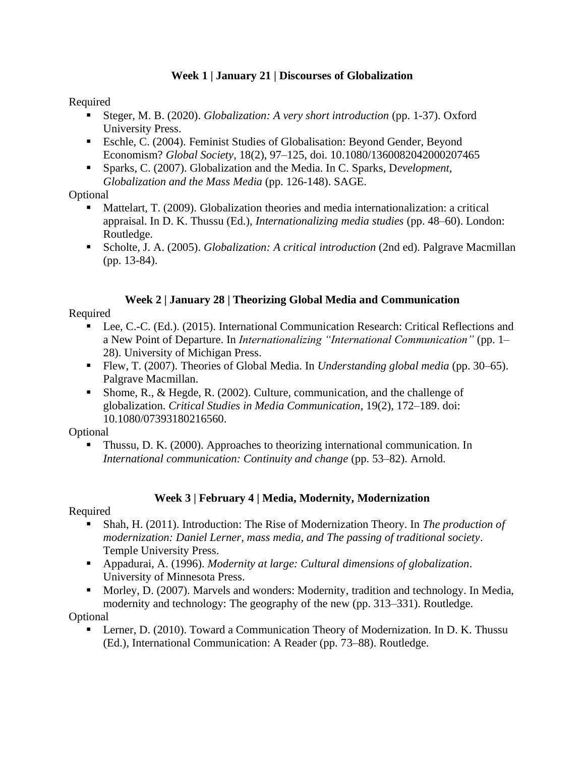### Week 1 | January 21 | Discourses of Globalization

Required

- Steger, M. B. (2020). *Globalization: A very short introduction* (pp. 1-37). Oxford University Press.
- Eschle, C. (2004). Feminist Studies of Globalisation: Beyond Gender, Beyond Economism? *Global Society*, 18(2), 97–125, doi. 10.1080/1360082042000207465
- Sparks, C. (2007). Globalization and the Media. In C. Sparks, D*evelopment, Globalization and the Mass Media* (pp. 126-148). SAGE.

Optional

- Mattelart, T. (2009). Globalization theories and media internationalization: a critical appraisal. In D. K. Thussu (Ed.), *Internationalizing media studies* (pp. 48–60). London: Routledge.
- Scholte, J. A. (2005). *Globalization: A critical introduction* (2nd ed). Palgrave Macmillan (pp. 13-84).

### Week 2 | January 28 | Theorizing Global Media and Communication

Required

- Lee, C.-C. (Ed.). (2015). International Communication Research: Critical Reflections and a New Point of Departure. In *Internationalizing "International Communication"* (pp. 1–28). University of Michigan Press.
- Flew, T. (2007). Theories of Global Media. In *Understanding global media* (pp. 30–65). Palgrave Macmillan.
- Shome, R., & Hegde, R. (2002). Culture, communication, and the challenge of globalization. *Critical Studies in Media Communication*, 19(2), 172–189. doi: 10.1080/07393180216560.

Optional

- Thussu, D. K. (2000). Approaches to theorizing international communication. In *International communication: Continuity and change* (pp. 53–82). Arnold.

### Week 3 | February 4 | Media, Modernity, Modernization

Required

- Shah, H. (2011). Introduction: The Rise of Modernization Theory. In *The production of modernization: Daniel Lerner, mass media, and The passing of traditional society*. Temple University Press.
- Appadurai, A. (1996). *Modernity at large: Cultural dimensions of globalization*. University of Minnesota Press.
- Morley, D. (2007). Marvels and wonders: Modernity, tradition and technology. In Media, modernity and technology: The geography of the new (pp. 313–331). Routledge.

Optional

- Lerner, D. (2010). Toward a Communication Theory of Modernization. In D. K. Thussu (Ed.), International Communication: A Reader (pp. 73–88). Routledge.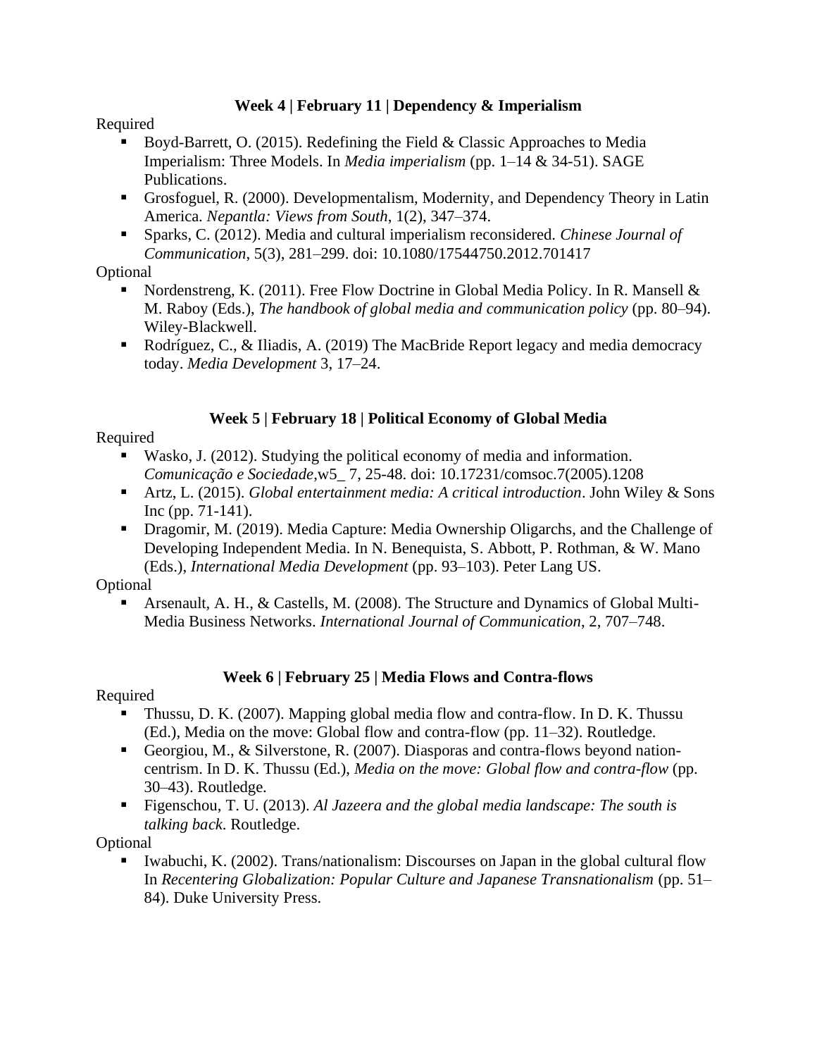### Week 4 | February 11 | Dependency & Imperialism

Required

- Boyd-Barrett, O. (2015). Redefining the Field & Classic Approaches to Media Imperialism: Three Models. In *Media imperialism* (pp. 1–14 & 34-51). SAGE Publications.
- Grosfoguel, R. (2000). Developmentalism, Modernity, and Dependency Theory in Latin America. *Nepantla: Views from South*, 1(2), 347–374.
- Sparks, C. (2012). Media and cultural imperialism reconsidered. *Chinese Journal of Communication*, 5(3), 281–299. doi: 10.1080/17544750.2012.701417

Optional

- Nordenstreng, K. (2011). Free Flow Doctrine in Global Media Policy. In R. Mansell & M. Raboy (Eds.), *The handbook of global media and communication policy* (pp. 80–94). Wiley-Blackwell.
- Rodríguez, C., & Iliadis, A. (2019) The MacBride Report legacy and media democracy today. *Media Development* 3, 17–24.

### Week 5 | February 18 | Political Economy of Global Media

Required

- Wasko, J. (2012). Studying the political economy of media and information. *Comunicação e Sociedade*,w5_ 7, 25-48. doi: 10.17231/comsoc.7(2005).1208
- Artz, L. (2015). *Global entertainment media: A critical introduction*. John Wiley & Sons Inc (pp. 71-141).
- Dragomir, M. (2019). Media Capture: Media Ownership Oligarchs, and the Challenge of Developing Independent Media. In N. Benequista, S. Abbott, P. Rothman, & W. Mano (Eds.), *International Media Development* (pp. 93–103). Peter Lang US.

Optional

- Arsenault, A. H., & Castells, M. (2008). The Structure and Dynamics of Global Multi-Media Business Networks. *International Journal of Communication*, 2, 707–748.

### Week 6 | February 25 | Media Flows and Contra-flows

Required

- Thussu, D. K. (2007). Mapping global media flow and contra-flow. In D. K. Thussu (Ed.), Media on the move: Global flow and contra-flow (pp. 11–32). Routledge.
- Georgiou, M., & Silverstone, R. (2007). Diasporas and contra-flows beyond nation-centrism. In D. K. Thussu (Ed.), *Media on the move: Global flow and contra-flow* (pp. 30–43). Routledge.
- Figenschou, T. U. (2013). *Al Jazeera and the global media landscape: The south is talking back*. Routledge.

Optional

- Iwabuchi, K. (2002). Trans/nationalism: Discourses on Japan in the global cultural flow In *Recentering Globalization: Popular Culture and Japanese Transnationalism* (pp. 51–84). Duke University Press.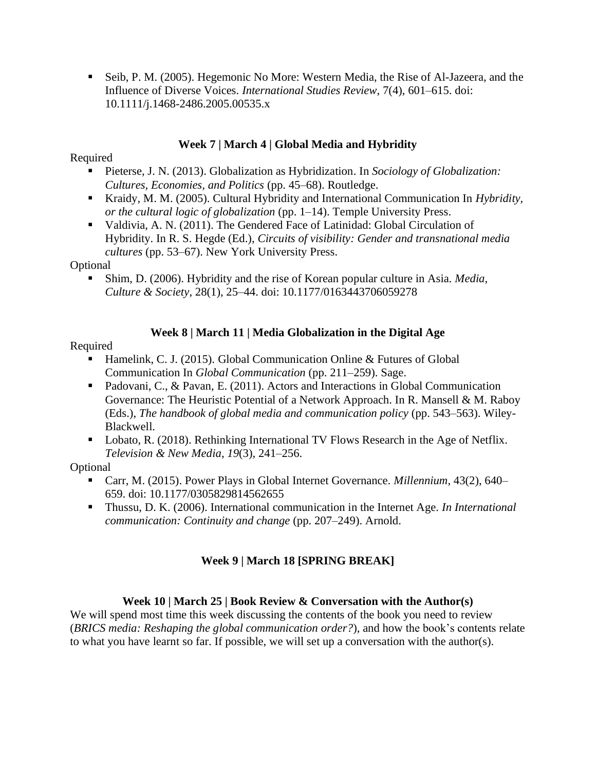- Seib, P. M. (2005). Hegemonic No More: Western Media, the Rise of Al-Jazeera, and the Influence of Diverse Voices. *International Studies Review*, 7(4), 601–615. doi: 10.1111/j.1468-2486.2005.00535.x

### Week 7 | March 4 | Global Media and Hybridity

Required

- Pieterse, J. N. (2013). Globalization as Hybridization. In *Sociology of Globalization: Cultures, Economies, and Politics* (pp. 45–68). Routledge.
- Kraidy, M. M. (2005). Cultural Hybridity and International Communication In *Hybridity, or the cultural logic of globalization* (pp. 1–14). Temple University Press.
- Valdivia, A. N. (2011). The Gendered Face of Latinidad: Global Circulation of Hybridity. In R. S. Hegde (Ed.), *Circuits of visibility: Gender and transnational media cultures* (pp. 53–67). New York University Press.

Optional

- Shim, D. (2006). Hybridity and the rise of Korean popular culture in Asia. *Media, Culture & Society*, 28(1), 25–44. doi: 10.1177/0163443706059278

### Week 8 | March 11 | Media Globalization in the Digital Age

Required

- Hamelink, C. J. (2015). Global Communication Online & Futures of Global Communication In *Global Communication* (pp. 211–259). Sage.
- Padovani, C., & Pavan, E. (2011). Actors and Interactions in Global Communication Governance: The Heuristic Potential of a Network Approach. In R. Mansell & M. Raboy (Eds.), *The handbook of global media and communication policy* (pp. 543–563). Wiley-Blackwell.
- Lobato, R. (2018). Rethinking International TV Flows Research in the Age of Netflix. *Television & New Media*, *19*(3), 241–256.

Optional

- Carr, M. (2015). Power Plays in Global Internet Governance. *Millennium*, 43(2), 640–659. doi: 10.1177/0305829814562655
- Thussu, D. K. (2006). International communication in the Internet Age. *In International communication: Continuity and change* (pp. 207–249). Arnold.

### Week 9 | March 18 [SPRING BREAK]

### Week 10 | March 25 | Book Review & Conversation with the Author(s)

We will spend most time this week discussing the contents of the book you need to review (*BRICS media: Reshaping the global communication order?*), and how the book's contents relate to what you have learnt so far. If possible, we will set up a conversation with the author(s).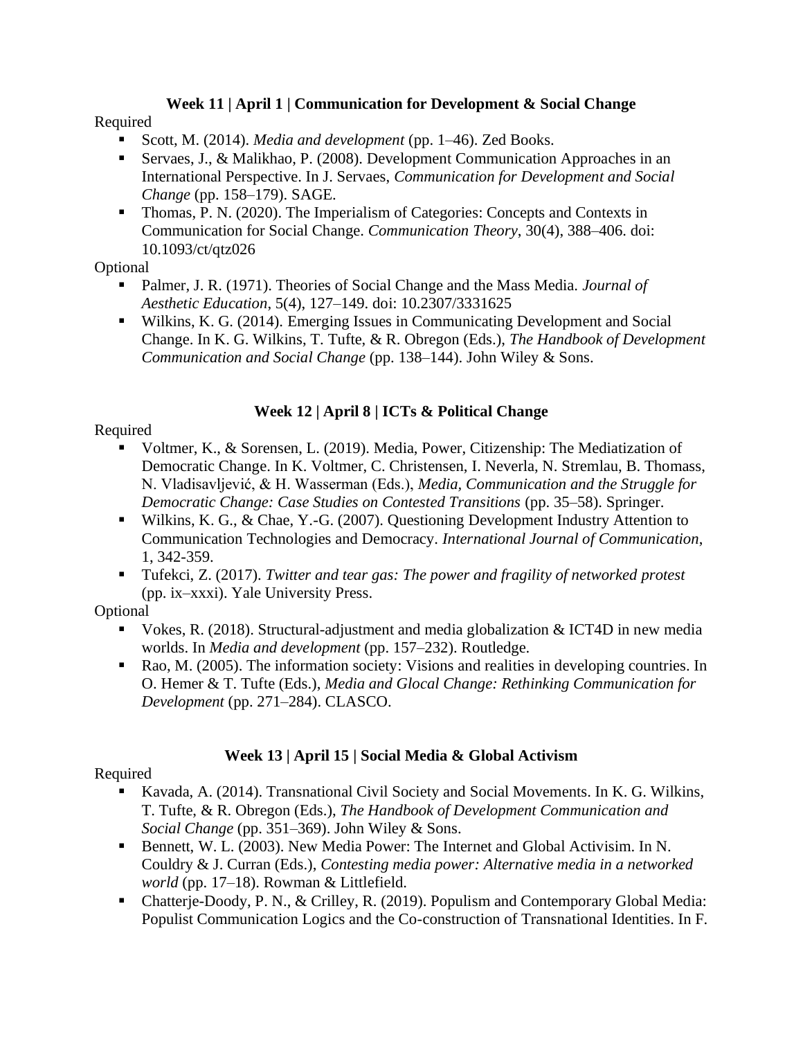### Week 11 | April 1 | Communication for Development & Social Change

Required

- Scott, M. (2014). *Media and development* (pp. 1–46). Zed Books.
- Servaes, J., & Malikhao, P. (2008). Development Communication Approaches in an International Perspective. In J. Servaes, *Communication for Development and Social Change* (pp. 158–179). SAGE.
- Thomas, P. N. (2020). The Imperialism of Categories: Concepts and Contexts in Communication for Social Change. *Communication Theory*, 30(4), 388–406. doi: 10.1093/ct/qtz026

Optional

- Palmer, J. R. (1971). Theories of Social Change and the Mass Media. *Journal of Aesthetic Education*, 5(4), 127–149. doi: 10.2307/3331625
- Wilkins, K. G. (2014). Emerging Issues in Communicating Development and Social Change. In K. G. Wilkins, T. Tufte, & R. Obregon (Eds.), *The Handbook of Development Communication and Social Change* (pp. 138–144). John Wiley & Sons.

### Week 12 | April 8 | ICTs & Political Change

Required

- Voltmer, K., & Sorensen, L. (2019). Media, Power, Citizenship: The Mediatization of Democratic Change. In K. Voltmer, C. Christensen, I. Neverla, N. Stremlau, B. Thomass, N. Vladisavljević, & H. Wasserman (Eds.), *Media, Communication and the Struggle for Democratic Change: Case Studies on Contested Transitions* (pp. 35–58). Springer.
- Wilkins, K. G., & Chae, Y.-G. (2007). Questioning Development Industry Attention to Communication Technologies and Democracy. *International Journal of Communication*, 1, 342-359.
- Tufekci, Z. (2017). *Twitter and tear gas: The power and fragility of networked protest* (pp. ix–xxxi). Yale University Press.

Optional

- Vokes, R. (2018). Structural-adjustment and media globalization & ICT4D in new media worlds. In *Media and development* (pp. 157–232). Routledge.
- Rao, M. (2005). The information society: Visions and realities in developing countries. In O. Hemer & T. Tufte (Eds.), *Media and Glocal Change: Rethinking Communication for Development* (pp. 271–284). CLASCO.

### Week 13 | April 15 | Social Media & Global Activism

Required

- Kavada, A. (2014). Transnational Civil Society and Social Movements. In K. G. Wilkins, T. Tufte, & R. Obregon (Eds.), *The Handbook of Development Communication and Social Change* (pp. 351–369). John Wiley & Sons.
- Bennett, W. L. (2003). New Media Power: The Internet and Global Activisim. In N. Couldry & J. Curran (Eds.), *Contesting media power: Alternative media in a networked world* (pp. 17–18). Rowman & Littlefield.
- Chatterje-Doody, P. N., & Crilley, R. (2019). Populism and Contemporary Global Media: Populist Communication Logics and the Co-construction of Transnational Identities. In F.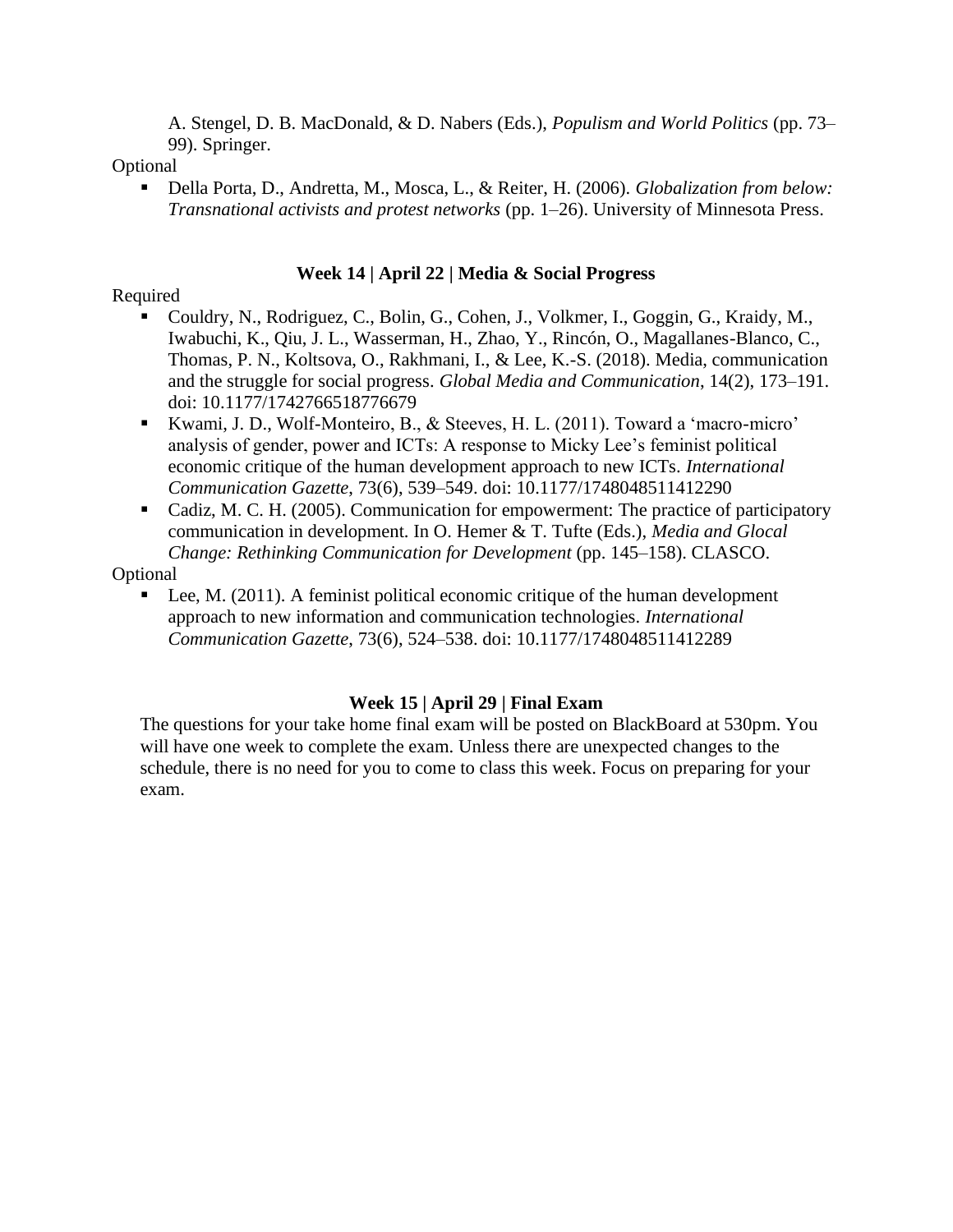A. Stengel, D. B. MacDonald, & D. Nabers (Eds.), *Populism and World Politics* (pp. 73–99). Springer.

Optional

- Della Porta, D., Andretta, M., Mosca, L., & Reiter, H. (2006). *Globalization from below: Transnational activists and protest networks* (pp. 1–26). University of Minnesota Press.

### Week 14 | April 22 | Media & Social Progress

Required

- Couldry, N., Rodriguez, C., Bolin, G., Cohen, J., Volkmer, I., Goggin, G., Kraidy, M., Iwabuchi, K., Qiu, J. L., Wasserman, H., Zhao, Y., Rincón, O., Magallanes-Blanco, C., Thomas, P. N., Koltsova, O., Rakhmani, I., & Lee, K.-S. (2018). Media, communication and the struggle for social progress. *Global Media and Communication*, 14(2), 173–191. doi: 10.1177/1742766518776679
- Kwami, J. D., Wolf-Monteiro, B., & Steeves, H. L. (2011). Toward a 'macro-micro' analysis of gender, power and ICTs: A response to Micky Lee's feminist political economic critique of the human development approach to new ICTs. *International Communication Gazette*, 73(6), 539–549. doi: 10.1177/1748048511412290
- Cadiz, M. C. H. (2005). Communication for empowerment: The practice of participatory communication in development. In O. Hemer & T. Tufte (Eds.), *Media and Glocal Change: Rethinking Communication for Development* (pp. 145–158). CLASCO.

Optional

- Lee, M. (2011). A feminist political economic critique of the human development approach to new information and communication technologies. *International Communication Gazette*, 73(6), 524–538. doi: 10.1177/1748048511412289

### Week 15 | April 29 | Final Exam

The questions for your take home final exam will be posted on BlackBoard at 530pm. You will have one week to complete the exam. Unless there are unexpected changes to the schedule, there is no need for you to come to class this week. Focus on preparing for your exam.